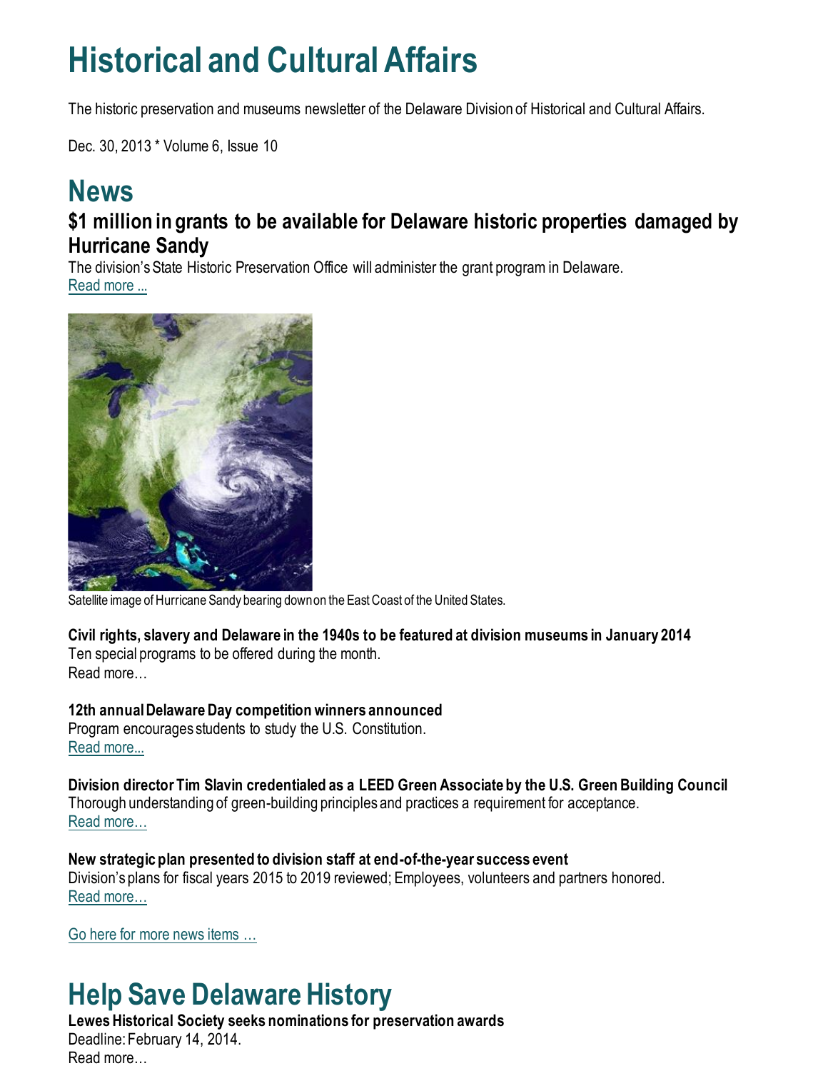# Historical and Cultural Affairs

The historic preservation and museums newsletter of the Delaware Division of Historical and Cultural Affairs.

Dec. 30, 2013 * Volume 6, Issue 10

# News

## $1 million in grants to be available for Delaware historic properties damaged by Hurricane Sandy

The division's State Historic Preservation Office will administer the grant program in Delaware.
Read more ...

Satellite image of Hurricane Sandy bearing down on the East Coast of the United States.

**Civil rights, slavery and Delaware in the 1940s to be featured at division museums in January 2014**
Ten special programs to be offered during the month.
Read more…

**12th annual Delaware Day competition winners announced**
Program encourages students to study the U.S. Constitution.
Read more...

**Division director Tim Slavin credentialed as a LEED Green Associate by the U.S. Green Building Council**
Thorough understanding of green-building principles and practices a requirement for acceptance.
Read more…

**New strategic plan presented to division staff at end-of-the-year success event**
Division's plans for fiscal years 2015 to 2019 reviewed; Employees, volunteers and partners honored.
Read more…

Go here for more news items …

# Help Save Delaware History

**Lewes Historical Society seeks nominations for preservation awards**
Deadline: February 14, 2014.
Read more…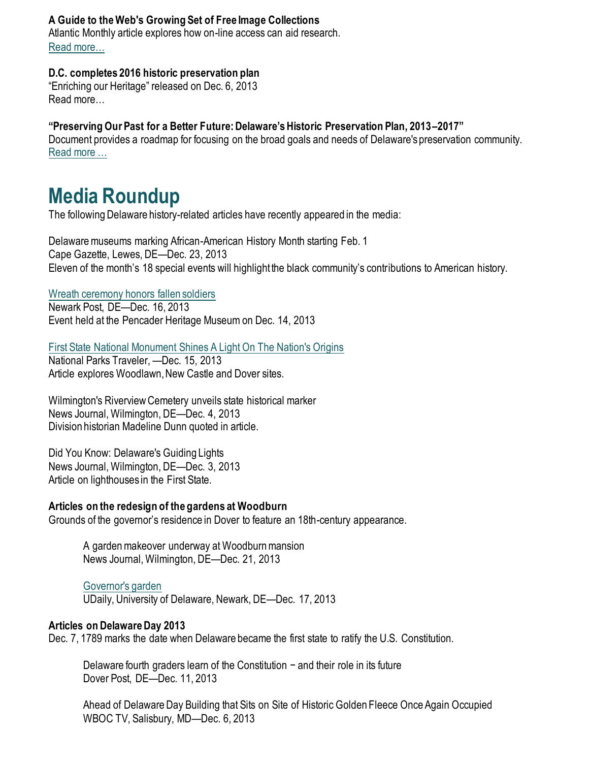**A Guide to the Web's Growing Set of Free Image Collections**
Atlantic Monthly article explores how on-line access can aid research.
Read more…

**D.C. completes 2016 historic preservation plan**
“Enriching our Heritage” released on Dec. 6, 2013
Read more…

**“Preserving Our Past for a Better Future: Delaware’s Historic Preservation Plan, 2013–2017”**
Document provides a roadmap for focusing on the broad goals and needs of Delaware's preservation community.
Read more …

# Media Roundup

The following Delaware history-related articles have recently appeared in the media:

Delaware museums marking African-American History Month starting Feb. 1
Cape Gazette, Lewes, DE—Dec. 23, 2013
Eleven of the month’s 18 special events will highlight the black community’s contributions to American history.

Wreath ceremony honors fallen soldiers
Newark Post, DE—Dec. 16, 2013
Event held at the Pencader Heritage Museum on Dec. 14, 2013

First State National Monument Shines A Light On The Nation's Origins
National Parks Traveler, —Dec. 15, 2013
Article explores Woodlawn, New Castle and Dover sites.

Wilmington's Riverview Cemetery unveils state historical marker
News Journal, Wilmington, DE—Dec. 4, 2013
Division historian Madeline Dunn quoted in article.

Did You Know: Delaware's Guiding Lights
News Journal, Wilmington, DE—Dec. 3, 2013
Article on lighthouses in the First State.

**Articles on the redesign of the gardens at Woodburn**
Grounds of the governor’s residence in Dover to feature an 18th-century appearance.

> A garden makeover underway at Woodburn mansion
> News Journal, Wilmington, DE—Dec. 21, 2013
>
> Governor's garden
> UDaily, University of Delaware, Newark, DE—Dec. 17, 2013

**Articles on Delaware Day 2013**
Dec. 7, 1789 marks the date when Delaware became the first state to ratify the U.S. Constitution.

> Delaware fourth graders learn of the Constitution − and their role in its future
> Dover Post, DE—Dec. 11, 2013
>
> Ahead of Delaware Day Building that Sits on Site of Historic Golden Fleece Once Again Occupied
> WBOC TV, Salisbury, MD—Dec. 6, 2013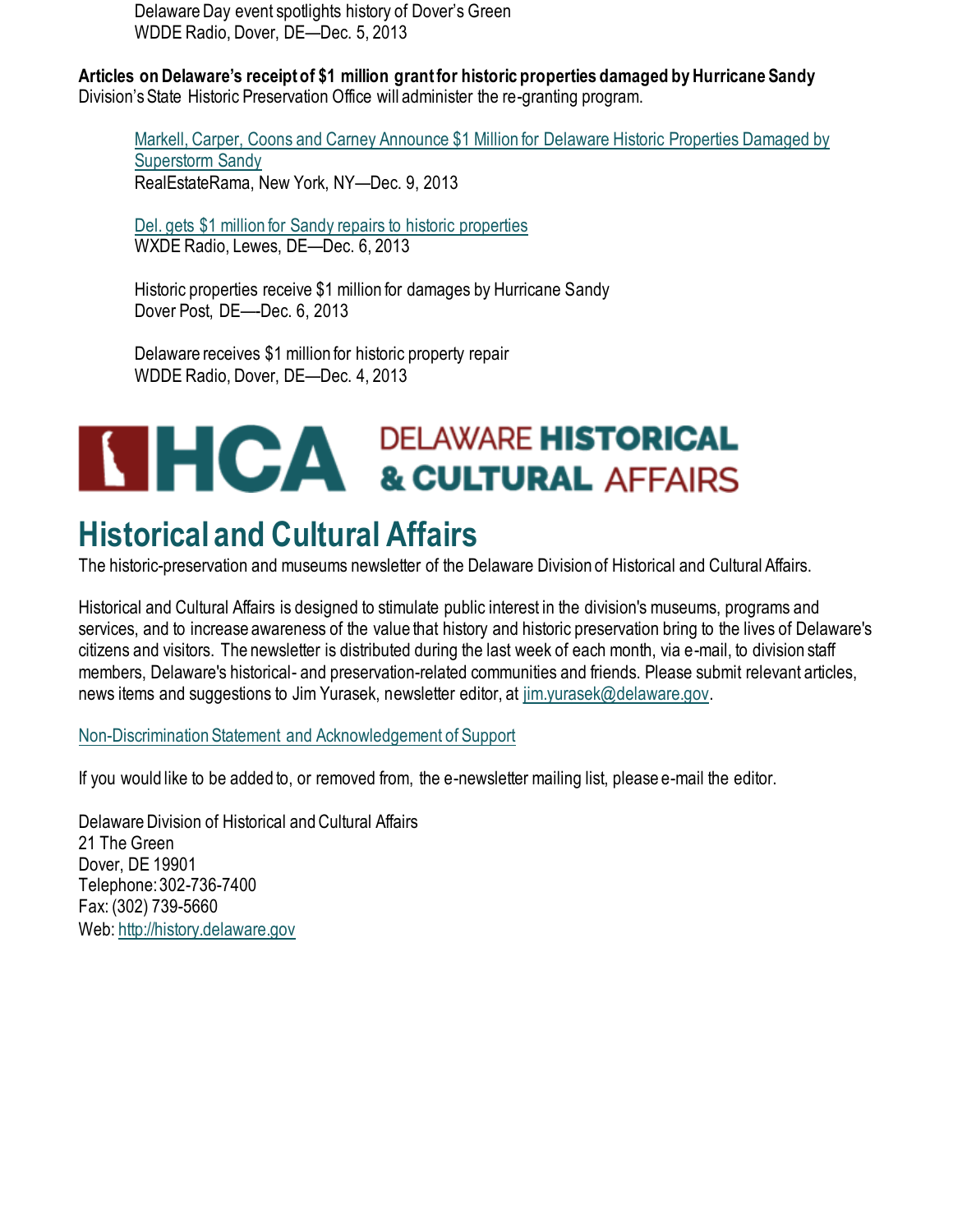Delaware Day event spotlights history of Dover's Green
WDDE Radio, Dover, DE—Dec. 5, 2013

**Articles on Delaware's receipt of $1 million grant for historic properties damaged by Hurricane Sandy**
Division's State Historic Preservation Office will administer the re-granting program.

Markell, Carper, Coons and Carney Announce $1 Million for Delaware Historic Properties Damaged by Superstorm Sandy
RealEstateRama, New York, NY—Dec. 9, 2013

Del. gets $1 million for Sandy repairs to historic properties
WXDE Radio, Lewes, DE—Dec. 6, 2013

Historic properties receive $1 million for damages by Hurricane Sandy
Dover Post, DE—Dec. 6, 2013

Delaware receives $1 million for historic property repair
WDDE Radio, Dover, DE—Dec. 4, 2013

HCA DELAWARE HISTORICAL & CULTURAL AFFAIRS

# Historical and Cultural Affairs

The historic-preservation and museums newsletter of the Delaware Division of Historical and Cultural Affairs.

Historical and Cultural Affairs is designed to stimulate public interest in the division's museums, programs and services, and to increase awareness of the value that history and historic preservation bring to the lives of Delaware's citizens and visitors. The newsletter is distributed during the last week of each month, via e-mail, to division staff members, Delaware's historical- and preservation-related communities and friends. Please submit relevant articles, news items and suggestions to Jim Yurasek, newsletter editor, at jim.yurasek@delaware.gov.

Non-Discrimination Statement and Acknowledgement of Support

If you would like to be added to, or removed from, the e-newsletter mailing list, please e-mail the editor.

Delaware Division of Historical and Cultural Affairs
21 The Green
Dover, DE 19901
Telephone: 302-736-7400
Fax: (302) 739-5660
Web: http://history.delaware.gov